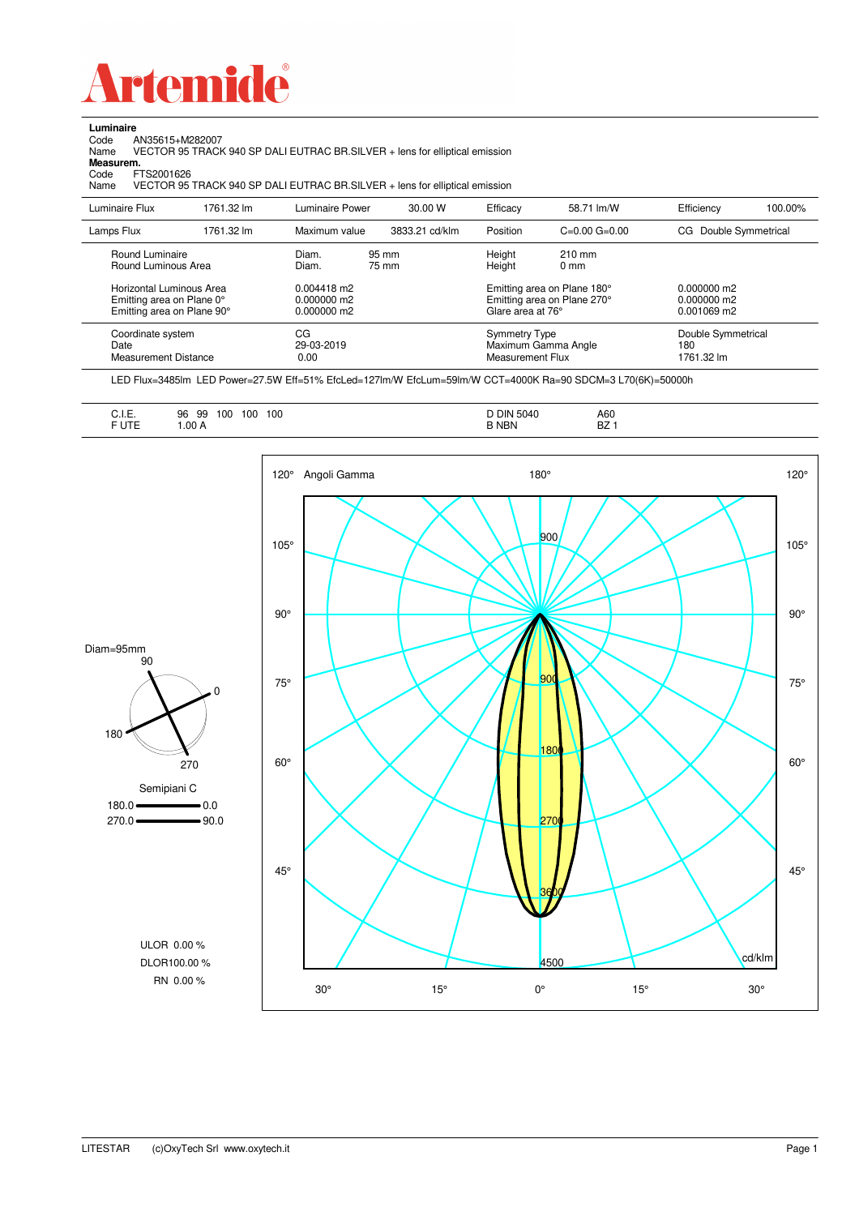# Artemide

**Luminaire**

Code AN35615+M282007
Name VECTOR 95 TRACK 940 SP DALI EUTRAC BR.SILVER + lens for elliptical emission

**Measurem.**

Code FTS2001626
Name VECTOR 95 TRACK 940 SP DALI EUTRAC BR.SILVER + lens for elliptical emission

| Luminaire Flux | 1761.32 lm | Luminaire Power | 30.00 W | Efficacy | 58.71 lm/W | Efficiency | 100.00% |
|---|---|---|---|---|---|---|---|
| Lamps Flux | 1761.32 lm | Maximum value | 3833.21 cd/klm | Position | C=0.00 G=0.00 | CG Double Symmetrical | |

| | | | |
|---|---|---|---|
| Round Luminaire | Diam. 95 mm | Height | 210 mm |
| Round Luminous Area | Diam. 75 mm | Height | 0 mm |
| Horizontal Luminous Area | 0.004418 m2 | Emitting area on Plane 180° | 0.000000 m2 |
| Emitting area on Plane 0° | 0.000000 m2 | Emitting area on Plane 270° | 0.000000 m2 |
| Emitting area on Plane 90° | 0.000000 m2 | Glare area at 76° | 0.001069 m2 |

| | | | |
|---|---|---|---|
| Coordinate system | CG | Symmetry Type | Double Symmetrical |
| Date | 29-03-2019 | Maximum Gamma Angle | 180 |
| Measurement Distance | 0.00 | Measurement Flux | 1761.32 lm |

LED Flux=3485lm LED Power=27.5W Eff=51% EfcLed=127lm/W EfcLum=59lm/W CCT=4000K Ra=90 SDCM=3 L70(6K)=50000h

| | | | |
|---|---|---|---|
| C.I.E. | 96 99 100 100 100 | D DIN 5040 | A60 |
| F UTE | 1.00 A | B NBN | BZ 1 |

Diam=95mm

Semipiani C
180.0 — 0.0
270.0 — 90.0

ULOR 0.00 %
DLOR 100.00 %
RN 0.00 %

Angoli Gamma — cd/klm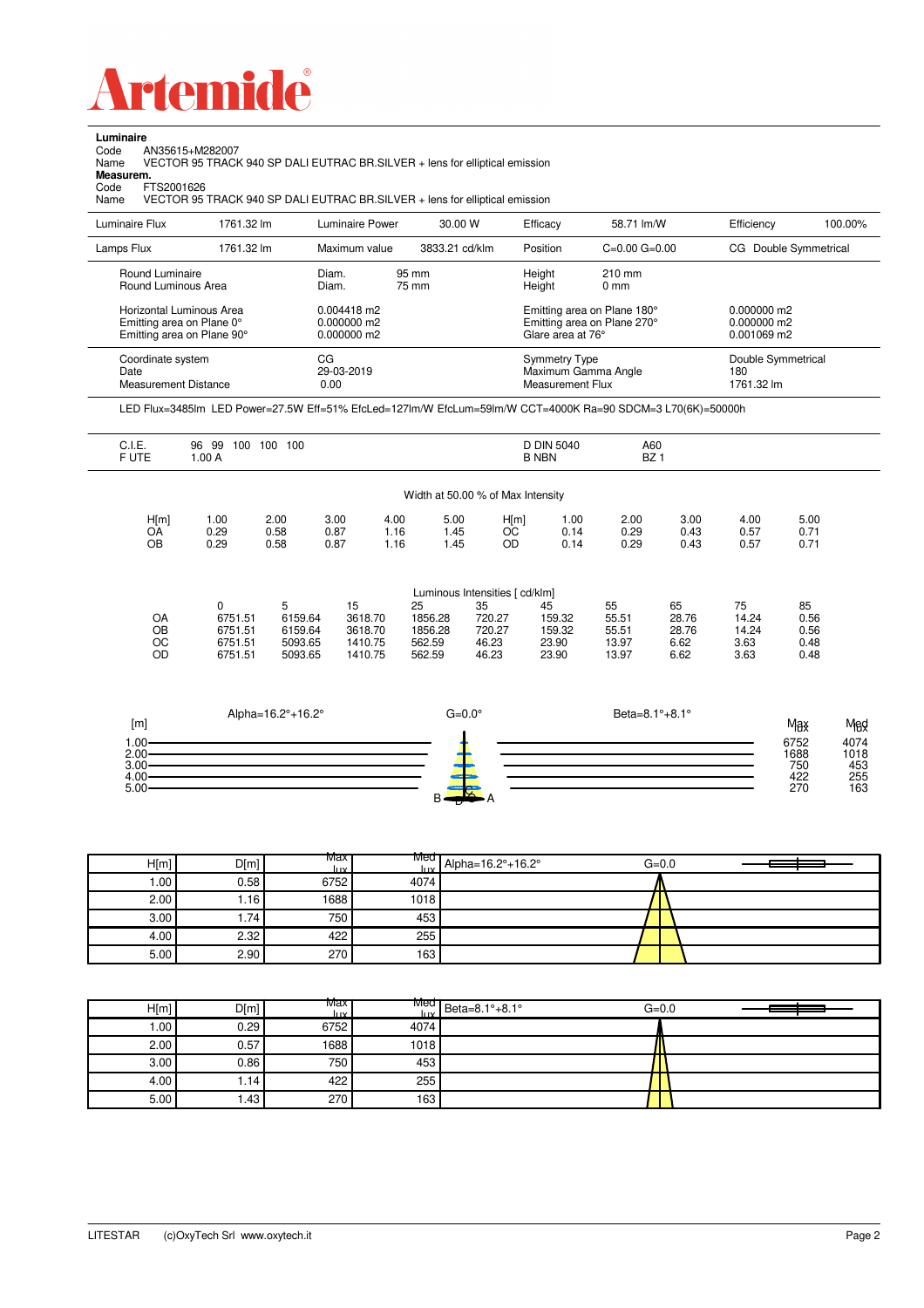# Artemide

**Luminaire**
Code AN35615+M282007
Name VECTOR 95 TRACK 940 SP DALI EUTRAC BR.SILVER + lens for elliptical emission
**Measurem.**
Code FTS2001626
Name VECTOR 95 TRACK 940 SP DALI EUTRAC BR.SILVER + lens for elliptical emission

| | | | | | | | |
|---|---|---|---|---|---|---|---|
| Luminaire Flux | 1761.32 lm | Luminaire Power | 30.00 W | Efficacy | 58.71 lm/W | Efficiency | 100.00% |
| Lamps Flux | 1761.32 lm | Maximum value | 3833.21 cd/klm | Position | C=0.00 G=0.00 | CG Double Symmetrical | |

| | | | | | |
|---|---|---|---|---|---|
| Round Luminaire | Diam. | 95 mm | Height | 210 mm | |
| Round Luminous Area | Diam. | 75 mm | Height | 0 mm | |
| Horizontal Luminous Area | 0.004418 m2 | | Emitting area on Plane 180° | | 0.000000 m2 |
| Emitting area on Plane 0° | 0.000000 m2 | | Emitting area on Plane 270° | | 0.000000 m2 |
| Emitting area on Plane 90° | 0.000000 m2 | | Glare area at 76° | | 0.001069 m2 |
| Coordinate system | CG | | Symmetry Type | | Double Symmetrical |
| Date | 29-03-2019 | | Maximum Gamma Angle | | 180 |
| Measurement Distance | 0.00 | | Measurement Flux | | 1761.32 lm |

LED Flux=3485lm LED Power=27.5W Eff=51% EfcLed=127lm/W EfcLum=59lm/W CCT=4000K Ra=90 SDCM=3 L70(6K)=50000h

| | | | |
|---|---|---|---|
| C.I.E. | 96 99 100 100 100 | D DIN 5040 | A60 |
| F UTE | 1.00 A | B NBN | BZ 1 |

Width at 50.00 % of Max Intensity

| H[m] | 1.00 | 2.00 | 3.00 | 4.00 | 5.00 | H[m] | 1.00 | 2.00 | 3.00 | 4.00 | 5.00 |
|---|---|---|---|---|---|---|---|---|---|---|---|
| OA | 0.29 | 0.58 | 0.87 | 1.16 | 1.45 | OC | 0.14 | 0.29 | 0.43 | 0.57 | 0.71 |
| OB | 0.29 | 0.58 | 0.87 | 1.16 | 1.45 | OD | 0.14 | 0.29 | 0.43 | 0.57 | 0.71 |

Luminous Intensities [ cd/klm]

| | 0 | 5 | 15 | 25 | 35 | 45 | 55 | 65 | 75 | 85 |
|---|---|---|---|---|---|---|---|---|---|---|
| OA | 6751.51 | 6159.64 | 3618.70 | 1856.28 | 720.27 | 159.32 | 55.51 | 28.76 | 14.24 | 0.56 |
| OB | 6751.51 | 6159.64 | 3618.70 | 1856.28 | 720.27 | 159.32 | 55.51 | 28.76 | 14.24 | 0.56 |
| OC | 6751.51 | 5093.65 | 1410.75 | 562.59 | 46.23 | 23.90 | 13.97 | 6.62 | 3.63 | 0.48 |
| OD | 6751.51 | 5093.65 | 1410.75 | 562.59 | 46.23 | 23.90 | 13.97 | 6.62 | 3.63 | 0.48 |

[m]
Alpha=16.2°+16.2°
G=0.0°
Beta=8.1°+8.1°
1.00
2.00
3.00
4.00
5.00
B D C A

| Max lux | Med lux |
|---|---|
| 6752 | 4074 |
| 1688 | 1018 |
| 750 | 453 |
| 422 | 255 |
| 270 | 163 |

| H[m] | D[m] | Max lux | Med lux | Alpha=16.2°+16.2° | G=0.0 |
|---|---|---|---|---|---|
| 1.00 | 0.58 | 6752 | 4074 | | |
| 2.00 | 1.16 | 1688 | 1018 | | |
| 3.00 | 1.74 | 750 | 453 | | |
| 4.00 | 2.32 | 422 | 255 | | |
| 5.00 | 2.90 | 270 | 163 | | |

| H[m] | D[m] | Max lux | Med lux | Beta=8.1°+8.1° | G=0.0 |
|---|---|---|---|---|---|
| 1.00 | 0.29 | 6752 | 4074 | | |
| 2.00 | 0.57 | 1688 | 1018 | | |
| 3.00 | 0.86 | 750 | 453 | | |
| 4.00 | 1.14 | 422 | 255 | | |
| 5.00 | 1.43 | 270 | 163 | | |

LITESTAR (c)OxyTech Srl www.oxytech.it